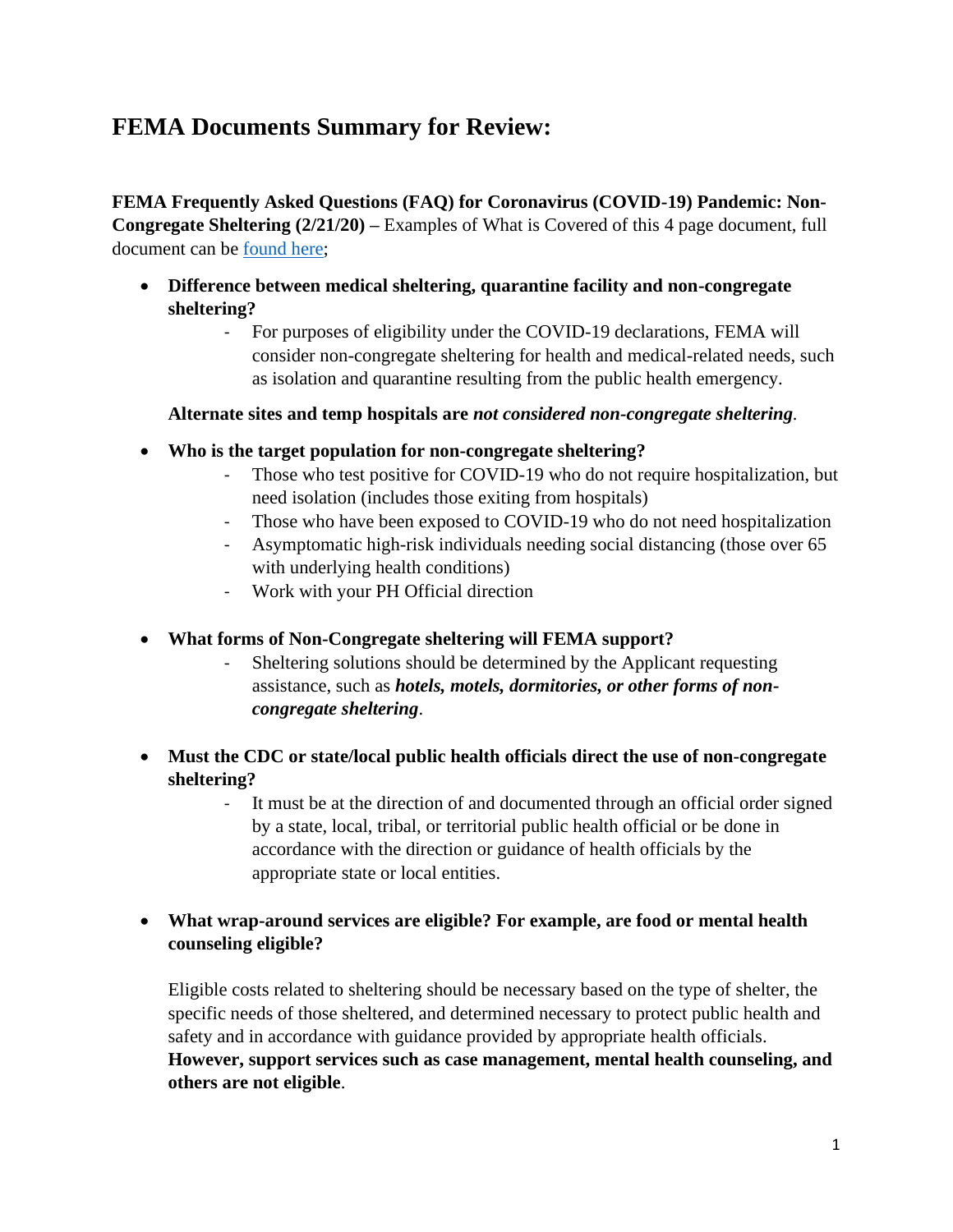# FEMA Documents Summary for Review:

**FEMA Frequently Asked Questions (FAQ) for Coronavirus (COVID-19) Pandemic: Non-Congregate Sheltering (2/21/20) –** Examples of What is Covered of this 4 page document, full document can be found here;

- **Difference between medical sheltering, quarantine facility and non-congregate sheltering?**
    - For purposes of eligibility under the COVID-19 declarations, FEMA will consider non-congregate sheltering for health and medical-related needs, such as isolation and quarantine resulting from the public health emergency.

  **Alternate sites and temp hospitals are *not considered non-congregate sheltering*.**

- **Who is the target population for non-congregate sheltering?**
    - Those who test positive for COVID-19 who do not require hospitalization, but need isolation (includes those exiting from hospitals)
    - Those who have been exposed to COVID-19 who do not need hospitalization
    - Asymptomatic high-risk individuals needing social distancing (those over 65 with underlying health conditions)
    - Work with your PH Official direction

- **What forms of Non-Congregate sheltering will FEMA support?**
    - Sheltering solutions should be determined by the Applicant requesting assistance, such as ***hotels, motels, dormitories, or other forms of non-congregate sheltering***.

- **Must the CDC or state/local public health officials direct the use of non-congregate sheltering?**
    - It must be at the direction of and documented through an official order signed by a state, local, tribal, or territorial public health official or be done in accordance with the direction or guidance of health officials by the appropriate state or local entities.

- **What wrap-around services are eligible? For example, are food or mental health counseling eligible?**

  Eligible costs related to sheltering should be necessary based on the type of shelter, the specific needs of those sheltered, and determined necessary to protect public health and safety and in accordance with guidance provided by appropriate health officials. **However, support services such as case management, mental health counseling, and others are not eligible**.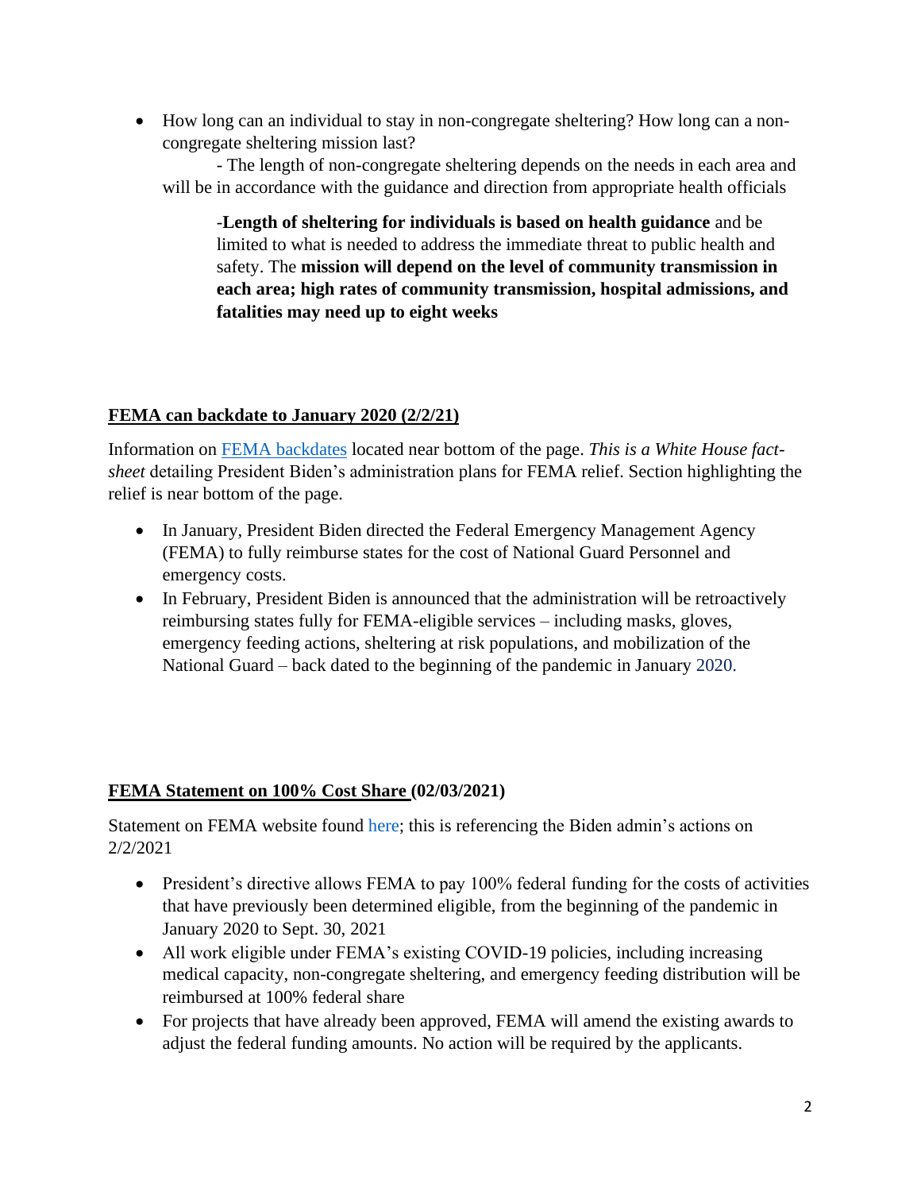- How long can an individual to stay in non-congregate sheltering? How long can a non-congregate sheltering mission last?

  - The length of non-congregate sheltering depends on the needs in each area and will be in accordance with the guidance and direction from appropriate health officials

    -**Length of sheltering for individuals is based on health guidance** and be limited to what is needed to address the immediate threat to public health and safety. The **mission will depend on the level of community transmission in each area; high rates of community transmission, hospital admissions, and fatalities may need up to eight weeks**

## FEMA can backdate to January 2020 (2/2/21)

Information on FEMA backdates located near bottom of the page. *This is a White House fact-sheet* detailing President Biden's administration plans for FEMA relief. Section highlighting the relief is near bottom of the page.

- In January, President Biden directed the Federal Emergency Management Agency (FEMA) to fully reimburse states for the cost of National Guard Personnel and emergency costs.
- In February, President Biden is announced that the administration will be retroactively reimbursing states fully for FEMA-eligible services – including masks, gloves, emergency feeding actions, sheltering at risk populations, and mobilization of the National Guard – back dated to the beginning of the pandemic in January 2020.

## FEMA Statement on 100% Cost Share (02/03/2021)

Statement on FEMA website found here; this is referencing the Biden admin's actions on 2/2/2021

- President's directive allows FEMA to pay 100% federal funding for the costs of activities that have previously been determined eligible, from the beginning of the pandemic in January 2020 to Sept. 30, 2021
- All work eligible under FEMA's existing COVID-19 policies, including increasing medical capacity, non-congregate sheltering, and emergency feeding distribution will be reimbursed at 100% federal share
- For projects that have already been approved, FEMA will amend the existing awards to adjust the federal funding amounts. No action will be required by the applicants.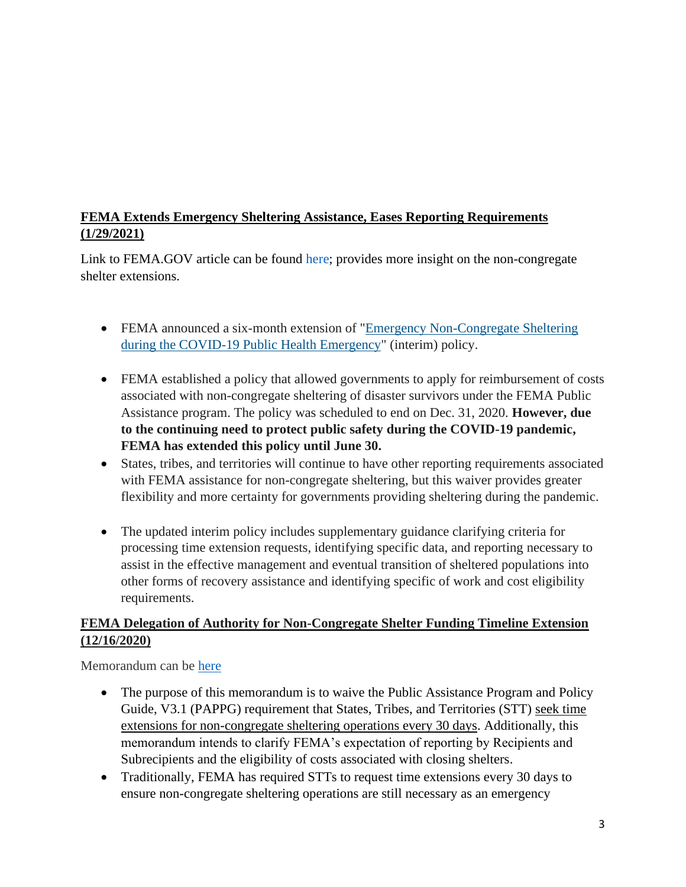**<u>FEMA Extends Emergency Sheltering Assistance, Eases Reporting Requirements (1/29/2021)</u>**

Link to FEMA.GOV article can be found here; provides more insight on the non-congregate shelter extensions.

- FEMA announced a six-month extension of "Emergency Non-Congregate Sheltering during the COVID-19 Public Health Emergency" (interim) policy.
- FEMA established a policy that allowed governments to apply for reimbursement of costs associated with non-congregate sheltering of disaster survivors under the FEMA Public Assistance program. The policy was scheduled to end on Dec. 31, 2020. **However, due to the continuing need to protect public safety during the COVID-19 pandemic, FEMA has extended this policy until June 30.**
- States, tribes, and territories will continue to have other reporting requirements associated with FEMA assistance for non-congregate sheltering, but this waiver provides greater flexibility and more certainty for governments providing sheltering during the pandemic.
- The updated interim policy includes supplementary guidance clarifying criteria for processing time extension requests, identifying specific data, and reporting necessary to assist in the effective management and eventual transition of sheltered populations into other forms of recovery assistance and identifying specific of work and cost eligibility requirements.

**<u>FEMA Delegation of Authority for Non-Congregate Shelter Funding Timeline Extension (12/16/2020)</u>**

Memorandum can be here

- The purpose of this memorandum is to waive the Public Assistance Program and Policy Guide, V3.1 (PAPPG) requirement that States, Tribes, and Territories (STT) <u>seek time extensions for non-congregate sheltering operations every 30 days</u>. Additionally, this memorandum intends to clarify FEMA's expectation of reporting by Recipients and Subrecipients and the eligibility of costs associated with closing shelters.
- Traditionally, FEMA has required STTs to request time extensions every 30 days to ensure non-congregate sheltering operations are still necessary as an emergency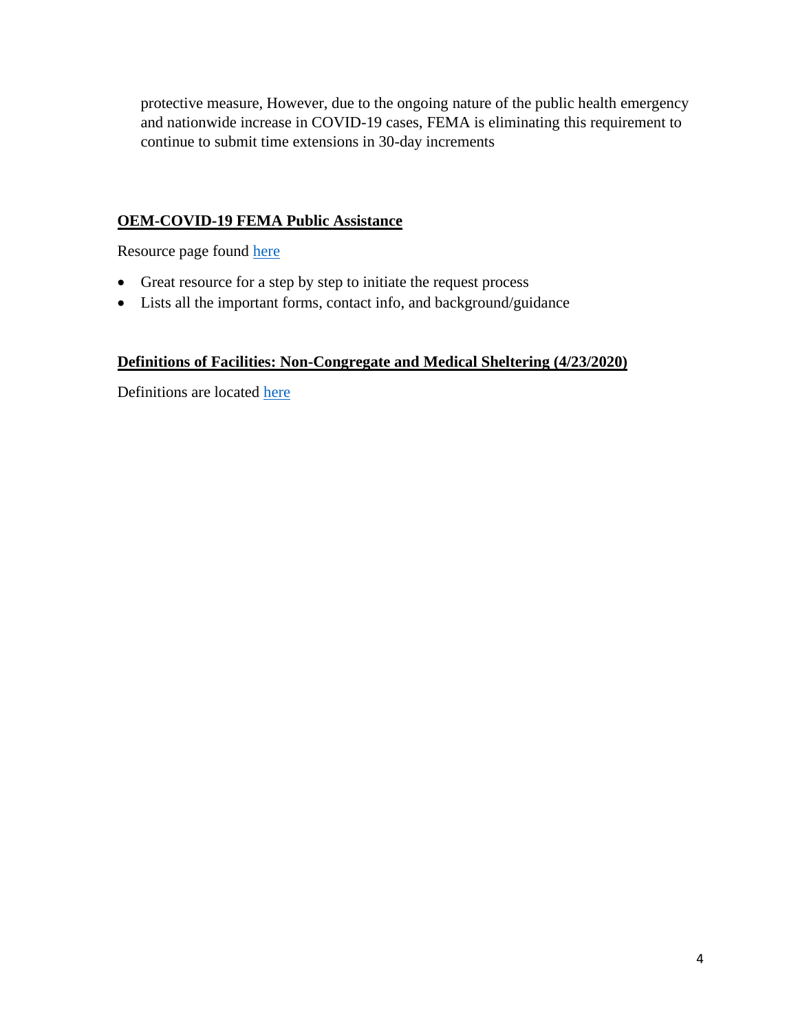protective measure, However, due to the ongoing nature of the public health emergency and nationwide increase in COVID-19 cases, FEMA is eliminating this requirement to continue to submit time extensions in 30-day increments

## **OEM-COVID-19 FEMA Public Assistance**

Resource page found here

- Great resource for a step by step to initiate the request process
- Lists all the important forms, contact info, and background/guidance

## **Definitions of Facilities: Non-Congregate and Medical Sheltering (4/23/2020)**

Definitions are located here